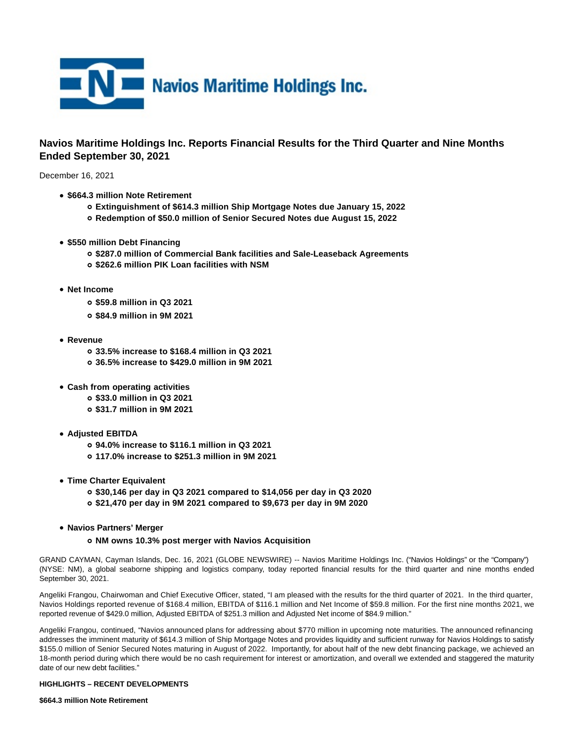Navios Maritime Holdings Inc.

# Navios Maritime Holdings Inc. Reports Financial Results for the Third Quarter and Nine Months Ended September 30, 2021

December 16, 2021

- **$664.3 million Note Retirement**
  - **Extinguishment of $614.3 million Ship Mortgage Notes due January 15, 2022**
  - **Redemption of $50.0 million of Senior Secured Notes due August 15, 2022**

- **$550 million Debt Financing**
  - **$287.0 million of Commercial Bank facilities and Sale-Leaseback Agreements**
  - **$262.6 million PIK Loan facilities with NSM**

- **Net Income**
  - **$59.8 million in Q3 2021**
  - **$84.9 million in 9M 2021**

- **Revenue**
  - **33.5% increase to $168.4 million in Q3 2021**
  - **36.5% increase to $429.0 million in 9M 2021**

- **Cash from operating activities**
  - **$33.0 million in Q3 2021**
  - **$31.7 million in 9M 2021**

- **Adjusted EBITDA**
  - **94.0% increase to $116.1 million in Q3 2021**
  - **117.0% increase to $251.3 million in 9M 2021**

- **Time Charter Equivalent**
  - **$30,146 per day in Q3 2021 compared to $14,056 per day in Q3 2020**
  - **$21,470 per day in 9M 2021 compared to $9,673 per day in 9M 2020**

- **Navios Partners' Merger**
  - **NM owns 10.3% post merger with Navios Acquisition**

GRAND CAYMAN, Cayman Islands, Dec. 16, 2021 (GLOBE NEWSWIRE) -- Navios Maritime Holdings Inc. ("Navios Holdings" or the "Company") (NYSE: NM), a global seaborne shipping and logistics company, today reported financial results for the third quarter and nine months ended September 30, 2021.

Angeliki Frangou, Chairwoman and Chief Executive Officer, stated, "I am pleased with the results for the third quarter of 2021. In the third quarter, Navios Holdings reported revenue of $168.4 million, EBITDA of $116.1 million and Net Income of $59.8 million. For the first nine months 2021, we reported revenue of $429.0 million, Adjusted EBITDA of $251.3 million and Adjusted Net income of $84.9 million."

Angeliki Frangou, continued, "Navios announced plans for addressing about $770 million in upcoming note maturities. The announced refinancing addresses the imminent maturity of $614.3 million of Ship Mortgage Notes and provides liquidity and sufficient runway for Navios Holdings to satisfy $155.0 million of Senior Secured Notes maturing in August of 2022. Importantly, for about half of the new debt financing package, we achieved an 18-month period during which there would be no cash requirement for interest or amortization, and overall we extended and staggered the maturity date of our new debt facilities."

**HIGHLIGHTS – RECENT DEVELOPMENTS**

**$664.3 million Note Retirement**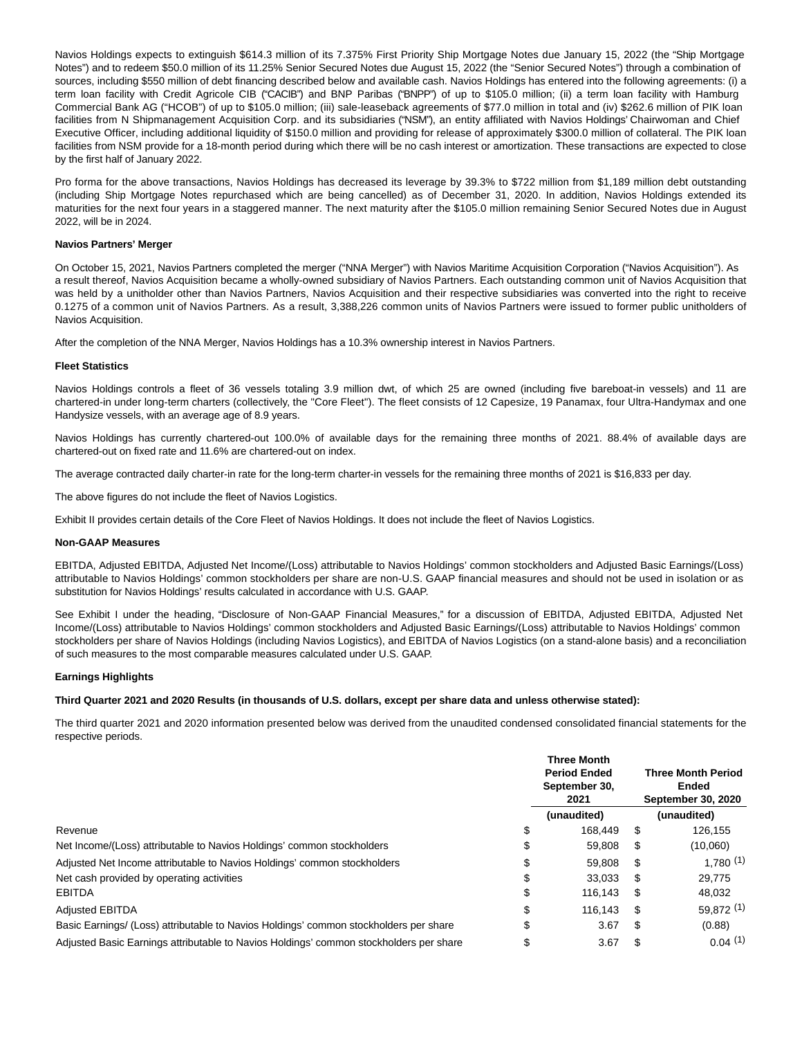Navios Holdings expects to extinguish $614.3 million of its 7.375% First Priority Ship Mortgage Notes due January 15, 2022 (the “Ship Mortgage Notes”) and to redeem $50.0 million of its 11.25% Senior Secured Notes due August 15, 2022 (the “Senior Secured Notes”) through a combination of sources, including $550 million of debt financing described below and available cash. Navios Holdings has entered into the following agreements: (i) a term loan facility with Credit Agricole CIB (“CACIB”) and BNP Paribas (“BNPP”) of up to $105.0 million; (ii) a term loan facility with Hamburg Commercial Bank AG (“HCOB”) of up to $105.0 million; (iii) sale-leaseback agreements of $77.0 million in total and (iv) $262.6 million of PIK loan facilities from N Shipmanagement Acquisition Corp. and its subsidiaries (“NSM”), an entity affiliated with Navios Holdings' Chairwoman and Chief Executive Officer, including additional liquidity of $150.0 million and providing for release of approximately $300.0 million of collateral. The PIK loan facilities from NSM provide for a 18-month period during which there will be no cash interest or amortization. These transactions are expected to close by the first half of January 2022.

Pro forma for the above transactions, Navios Holdings has decreased its leverage by 39.3% to $722 million from $1,189 million debt outstanding (including Ship Mortgage Notes repurchased which are being cancelled) as of December 31, 2020. In addition, Navios Holdings extended its maturities for the next four years in a staggered manner. The next maturity after the $105.0 million remaining Senior Secured Notes due in August 2022, will be in 2024.

**Navios Partners' Merger**

On October 15, 2021, Navios Partners completed the merger (“NNA Merger”) with Navios Maritime Acquisition Corporation (“Navios Acquisition”). As a result thereof, Navios Acquisition became a wholly-owned subsidiary of Navios Partners. Each outstanding common unit of Navios Acquisition that was held by a unitholder other than Navios Partners, Navios Acquisition and their respective subsidiaries was converted into the right to receive 0.1275 of a common unit of Navios Partners. As a result, 3,388,226 common units of Navios Partners were issued to former public unitholders of Navios Acquisition.

After the completion of the NNA Merger, Navios Holdings has a 10.3% ownership interest in Navios Partners.

**Fleet Statistics**

Navios Holdings controls a fleet of 36 vessels totaling 3.9 million dwt, of which 25 are owned (including five bareboat-in vessels) and 11 are chartered-in under long-term charters (collectively, the "Core Fleet"). The fleet consists of 12 Capesize, 19 Panamax, four Ultra-Handymax and one Handysize vessels, with an average age of 8.9 years.

Navios Holdings has currently chartered-out 100.0% of available days for the remaining three months of 2021. 88.4% of available days are chartered-out on fixed rate and 11.6% are chartered-out on index.

The average contracted daily charter-in rate for the long-term charter-in vessels for the remaining three months of 2021 is $16,833 per day.

The above figures do not include the fleet of Navios Logistics.

Exhibit II provides certain details of the Core Fleet of Navios Holdings. It does not include the fleet of Navios Logistics.

**Non-GAAP Measures**

EBITDA, Adjusted EBITDA, Adjusted Net Income/(Loss) attributable to Navios Holdings' common stockholders and Adjusted Basic Earnings/(Loss) attributable to Navios Holdings' common stockholders per share are non-U.S. GAAP financial measures and should not be used in isolation or as substitution for Navios Holdings' results calculated in accordance with U.S. GAAP.

See Exhibit I under the heading, “Disclosure of Non-GAAP Financial Measures,” for a discussion of EBITDA, Adjusted EBITDA, Adjusted Net Income/(Loss) attributable to Navios Holdings' common stockholders and Adjusted Basic Earnings/(Loss) attributable to Navios Holdings' common stockholders per share of Navios Holdings (including Navios Logistics), and EBITDA of Navios Logistics (on a stand-alone basis) and a reconciliation of such measures to the most comparable measures calculated under U.S. GAAP.

**Earnings Highlights**

**Third Quarter 2021 and 2020 Results (in thousands of U.S. dollars, except per share data and unless otherwise stated):**

The third quarter 2021 and 2020 information presented below was derived from the unaudited condensed consolidated financial statements for the respective periods.

| | Three Month Period Ended September 30, 2021 (unaudited) | Three Month Period Ended September 30, 2020 (unaudited) |
|---|---|---|
| Revenue | $ 168,449 | $ 126,155 |
| Net Income/(Loss) attributable to Navios Holdings' common stockholders | $ 59,808 | $ (10,060) |
| Adjusted Net Income attributable to Navios Holdings' common stockholders | $ 59,808 | $ 1,780 (1) |
| Net cash provided by operating activities | $ 33,033 | $ 29,775 |
| EBITDA | $ 116,143 | $ 48,032 |
| Adjusted EBITDA | $ 116,143 | $ 59,872 (1) |
| Basic Earnings/ (Loss) attributable to Navios Holdings' common stockholders per share | $ 3.67 | $ (0.88) |
| Adjusted Basic Earnings attributable to Navios Holdings' common stockholders per share | $ 3.67 | $ 0.04 (1) |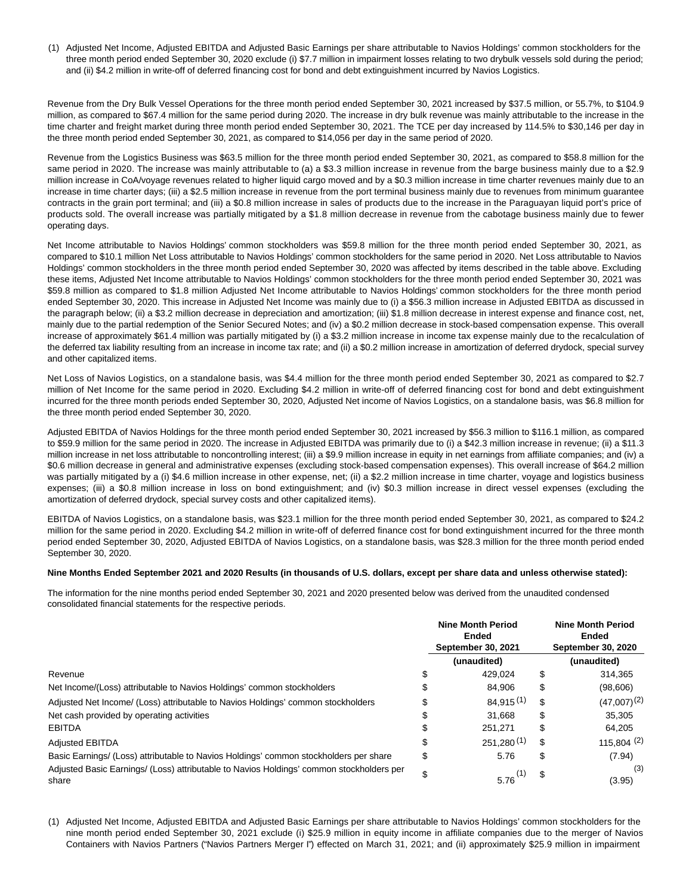(1) Adjusted Net Income, Adjusted EBITDA and Adjusted Basic Earnings per share attributable to Navios Holdings' common stockholders for the three month period ended September 30, 2020 exclude (i) $7.7 million in impairment losses relating to two drybulk vessels sold during the period; and (ii) $4.2 million in write-off of deferred financing cost for bond and debt extinguishment incurred by Navios Logistics.

Revenue from the Dry Bulk Vessel Operations for the three month period ended September 30, 2021 increased by $37.5 million, or 55.7%, to $104.9 million, as compared to $67.4 million for the same period during 2020. The increase in dry bulk revenue was mainly attributable to the increase in the time charter and freight market during three month period ended September 30, 2021. The TCE per day increased by 114.5% to $30,146 per day in the three month period ended September 30, 2021, as compared to $14,056 per day in the same period of 2020.

Revenue from the Logistics Business was $63.5 million for the three month period ended September 30, 2021, as compared to $58.8 million for the same period in 2020. The increase was mainly attributable to (a) a $3.3 million increase in revenue from the barge business mainly due to a $2.9 million increase in CoA/voyage revenues related to higher liquid cargo moved and by a $0.3 million increase in time charter revenues mainly due to an increase in time charter days; (iii) a $2.5 million increase in revenue from the port terminal business mainly due to revenues from minimum guarantee contracts in the grain port terminal; and (iii) a $0.8 million increase in sales of products due to the increase in the Paraguayan liquid port's price of products sold. The overall increase was partially mitigated by a $1.8 million decrease in revenue from the cabotage business mainly due to fewer operating days.

Net Income attributable to Navios Holdings' common stockholders was $59.8 million for the three month period ended September 30, 2021, as compared to $10.1 million Net Loss attributable to Navios Holdings' common stockholders for the same period in 2020. Net Loss attributable to Navios Holdings' common stockholders in the three month period ended September 30, 2020 was affected by items described in the table above. Excluding these items, Adjusted Net Income attributable to Navios Holdings' common stockholders for the three month period ended September 30, 2021 was $59.8 million as compared to $1.8 million Adjusted Net Income attributable to Navios Holdings' common stockholders for the three month period ended September 30, 2020. This increase in Adjusted Net Income was mainly due to (i) a $56.3 million increase in Adjusted EBITDA as discussed in the paragraph below; (ii) a $3.2 million decrease in depreciation and amortization; (iii) $1.8 million decrease in interest expense and finance cost, net, mainly due to the partial redemption of the Senior Secured Notes; and (iv) a $0.2 million decrease in stock-based compensation expense. This overall increase of approximately $61.4 million was partially mitigated by (i) a $3.2 million increase in income tax expense mainly due to the recalculation of the deferred tax liability resulting from an increase in income tax rate; and (ii) a $0.2 million increase in amortization of deferred drydock, special survey and other capitalized items.

Net Loss of Navios Logistics, on a standalone basis, was $4.4 million for the three month period ended September 30, 2021 as compared to $2.7 million of Net Income for the same period in 2020. Excluding $4.2 million in write-off of deferred financing cost for bond and debt extinguishment incurred for the three month periods ended September 30, 2020, Adjusted Net income of Navios Logistics, on a standalone basis, was $6.8 million for the three month period ended September 30, 2020.

Adjusted EBITDA of Navios Holdings for the three month period ended September 30, 2021 increased by $56.3 million to $116.1 million, as compared to $59.9 million for the same period in 2020. The increase in Adjusted EBITDA was primarily due to (i) a $42.3 million increase in revenue; (ii) a $11.3 million increase in net loss attributable to noncontrolling interest; (iii) a $9.9 million increase in equity in net earnings from affiliate companies; and (iv) a $0.6 million decrease in general and administrative expenses (excluding stock-based compensation expenses). This overall increase of $64.2 million was partially mitigated by a (i) $4.6 million increase in other expense, net; (ii) a $2.2 million increase in time charter, voyage and logistics business expenses; (iii) a $0.8 million increase in loss on bond extinguishment; and (iv) $0.3 million increase in direct vessel expenses (excluding the amortization of deferred drydock, special survey costs and other capitalized items).

EBITDA of Navios Logistics, on a standalone basis, was $23.1 million for the three month period ended September 30, 2021, as compared to $24.2 million for the same period in 2020. Excluding $4.2 million in write-off of deferred finance cost for bond extinguishment incurred for the three month period ended September 30, 2020, Adjusted EBITDA of Navios Logistics, on a standalone basis, was $28.3 million for the three month period ended September 30, 2020.

**Nine Months Ended September 2021 and 2020 Results (in thousands of U.S. dollars, except per share data and unless otherwise stated):**

The information for the nine months period ended September 30, 2021 and 2020 presented below was derived from the unaudited condensed consolidated financial statements for the respective periods.

| | | Nine Month Period Ended September 30, 2021 | | Nine Month Period Ended September 30, 2020 |
|---|---|---|---|---|
| | | (unaudited) | | (unaudited) |
| Revenue | $ | 429,024 | $ | 314,365 |
| Net Income/(Loss) attributable to Navios Holdings' common stockholders | $ | 84,906 | $ | (98,606) |
| Adjusted Net Income/ (Loss) attributable to Navios Holdings' common stockholders | $ | 84,915 (1) | $ | (47,007) (2) |
| Net cash provided by operating activities | $ | 31,668 | $ | 35,305 |
| EBITDA | $ | 251,271 | $ | 64,205 |
| Adjusted EBITDA | $ | 251,280 (1) | $ | 115,804 (2) |
| Basic Earnings/ (Loss) attributable to Navios Holdings' common stockholders per share | $ | 5.76 | $ | (7.94) |
| Adjusted Basic Earnings/ (Loss) attributable to Navios Holdings' common stockholders per share | $ | 5.76 (1) | $ | (3.95) (3) |

(1) Adjusted Net Income, Adjusted EBITDA and Adjusted Basic Earnings per share attributable to Navios Holdings' common stockholders for the nine month period ended September 30, 2021 exclude (i) $25.9 million in equity income in affiliate companies due to the merger of Navios Containers with Navios Partners ("Navios Partners Merger I") effected on March 31, 2021; and (ii) approximately $25.9 million in impairment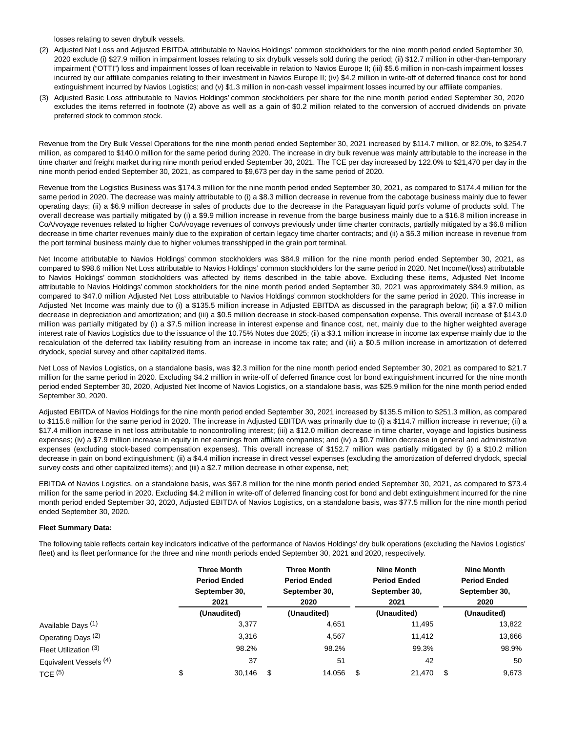losses relating to seven drybulk vessels.

(2) Adjusted Net Loss and Adjusted EBITDA attributable to Navios Holdings' common stockholders for the nine month period ended September 30, 2020 exclude (i) $27.9 million in impairment losses relating to six drybulk vessels sold during the period; (ii) $12.7 million in other-than-temporary impairment ("OTTI") loss and impairment losses of loan receivable in relation to Navios Europe II; (iii) $5.6 million in non-cash impairment losses incurred by our affiliate companies relating to their investment in Navios Europe II; (iv) $4.2 million in write-off of deferred finance cost for bond extinguishment incurred by Navios Logistics; and (v) $1.3 million in non-cash vessel impairment losses incurred by our affiliate companies.

(3) Adjusted Basic Loss attributable to Navios Holdings' common stockholders per share for the nine month period ended September 30, 2020 excludes the items referred in footnote (2) above as well as a gain of $0.2 million related to the conversion of accrued dividends on private preferred stock to common stock.

Revenue from the Dry Bulk Vessel Operations for the nine month period ended September 30, 2021 increased by $114.7 million, or 82.0%, to $254.7 million, as compared to $140.0 million for the same period during 2020. The increase in dry bulk revenue was mainly attributable to the increase in the time charter and freight market during nine month period ended September 30, 2021. The TCE per day increased by 122.0% to $21,470 per day in the nine month period ended September 30, 2021, as compared to $9,673 per day in the same period of 2020.

Revenue from the Logistics Business was $174.3 million for the nine month period ended September 30, 2021, as compared to $174.4 million for the same period in 2020. The decrease was mainly attributable to (i) a $8.3 million decrease in revenue from the cabotage business mainly due to fewer operating days; (ii) a $6.9 million decrease in sales of products due to the decrease in the Paraguayan liquid port's volume of products sold. The overall decrease was partially mitigated by (i) a $9.9 million increase in revenue from the barge business mainly due to a $16.8 million increase in CoA/voyage revenues related to higher CoA/voyage revenues of convoys previously under time charter contracts, partially mitigated by a $6.8 million decrease in time charter revenues mainly due to the expiration of certain legacy time charter contracts; and (ii) a $5.3 million increase in revenue from the port terminal business mainly due to higher volumes transshipped in the grain port terminal.

Net Income attributable to Navios Holdings' common stockholders was $84.9 million for the nine month period ended September 30, 2021, as compared to $98.6 million Net Loss attributable to Navios Holdings' common stockholders for the same period in 2020. Net Income/(loss) attributable to Navios Holdings' common stockholders was affected by items described in the table above. Excluding these items, Adjusted Net Income attributable to Navios Holdings' common stockholders for the nine month period ended September 30, 2021 was approximately $84.9 million, as compared to $47.0 million Adjusted Net Loss attributable to Navios Holdings' common stockholders for the same period in 2020. This increase in Adjusted Net Income was mainly due to (i) a $135.5 million increase in Adjusted EBITDA as discussed in the paragraph below; (ii) a $7.0 million decrease in depreciation and amortization; and (iii) a $0.5 million decrease in stock-based compensation expense. This overall increase of $143.0 million was partially mitigated by (i) a $7.5 million increase in interest expense and finance cost, net, mainly due to the higher weighted average interest rate of Navios Logistics due to the issuance of the 10.75% Notes due 2025; (ii) a $3.1 million increase in income tax expense mainly due to the recalculation of the deferred tax liability resulting from an increase in income tax rate; and (iii) a $0.5 million increase in amortization of deferred drydock, special survey and other capitalized items.

Net Loss of Navios Logistics, on a standalone basis, was $2.3 million for the nine month period ended September 30, 2021 as compared to $21.7 million for the same period in 2020. Excluding $4.2 million in write-off of deferred finance cost for bond extinguishment incurred for the nine month period ended September 30, 2020, Adjusted Net Income of Navios Logistics, on a standalone basis, was $25.9 million for the nine month period ended September 30, 2020.

Adjusted EBITDA of Navios Holdings for the nine month period ended September 30, 2021 increased by $135.5 million to $251.3 million, as compared to $115.8 million for the same period in 2020. The increase in Adjusted EBITDA was primarily due to (i) a $114.7 million increase in revenue; (ii) a $17.4 million increase in net loss attributable to noncontrolling interest; (iii) a $12.0 million decrease in time charter, voyage and logistics business expenses; (iv) a $7.9 million increase in equity in net earnings from affiliate companies; and (iv) a $0.7 million decrease in general and administrative expenses (excluding stock-based compensation expenses). This overall increase of $152.7 million was partially mitigated by (i) a $10.2 million decrease in gain on bond extinguishment; (ii) a $4.4 million increase in direct vessel expenses (excluding the amortization of deferred drydock, special survey costs and other capitalized items); and (iii) a $2.7 million decrease in other expense, net;

EBITDA of Navios Logistics, on a standalone basis, was $67.8 million for the nine month period ended September 30, 2021, as compared to $73.4 million for the same period in 2020. Excluding $4.2 million in write-off of deferred financing cost for bond and debt extinguishment incurred for the nine month period ended September 30, 2020, Adjusted EBITDA of Navios Logistics, on a standalone basis, was $77.5 million for the nine month period ended September 30, 2020.

**Fleet Summary Data:**

The following table reflects certain key indicators indicative of the performance of Navios Holdings' dry bulk operations (excluding the Navios Logistics' fleet) and its fleet performance for the three and nine month periods ended September 30, 2021 and 2020, respectively.

| | Three Month Period Ended September 30, 2021 | Three Month Period Ended September 30, 2020 | Nine Month Period Ended September 30, 2021 | Nine Month Period Ended September 30, 2020 |
|---|---|---|---|---|
| | (Unaudited) | (Unaudited) | (Unaudited) | (Unaudited) |
| Available Days (1) | 3,377 | 4,651 | 11,495 | 13,822 |
| Operating Days (2) | 3,316 | 4,567 | 11,412 | 13,666 |
| Fleet Utilization (3) | 98.2% | 98.2% | 99.3% | 98.9% |
| Equivalent Vessels (4) | 37 | 51 | 42 | 50 |
| TCE (5) | $ 30,146 | $ 14,056 | $ 21,470 | $ 9,673 |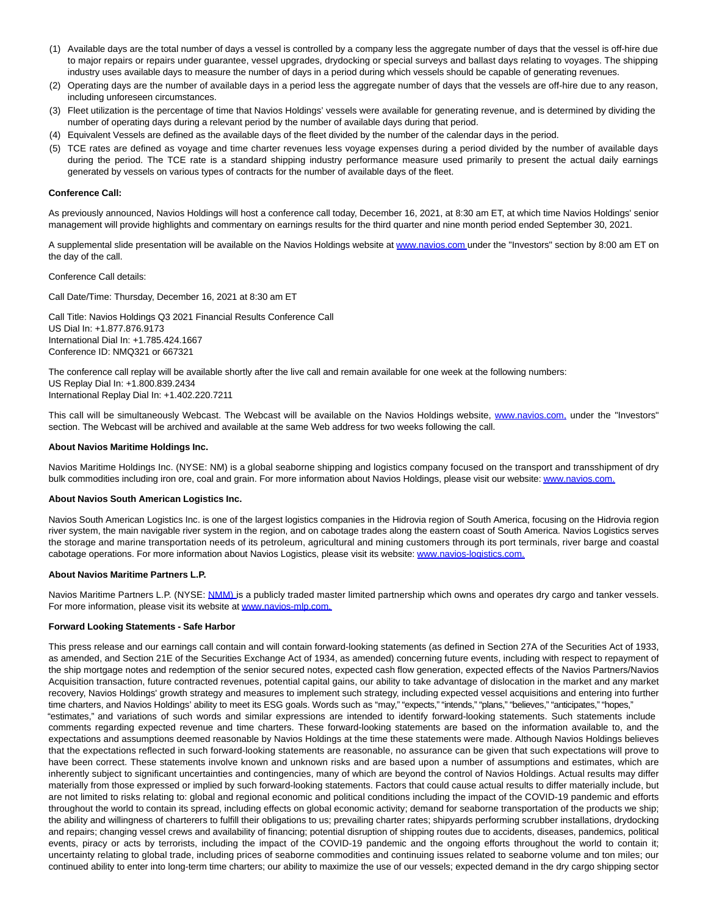(1) Available days are the total number of days a vessel is controlled by a company less the aggregate number of days that the vessel is off-hire due to major repairs or repairs under guarantee, vessel upgrades, drydocking or special surveys and ballast days relating to voyages. The shipping industry uses available days to measure the number of days in a period during which vessels should be capable of generating revenues.
(2) Operating days are the number of available days in a period less the aggregate number of days that the vessels are off-hire due to any reason, including unforeseen circumstances.
(3) Fleet utilization is the percentage of time that Navios Holdings' vessels were available for generating revenue, and is determined by dividing the number of operating days during a relevant period by the number of available days during that period.
(4) Equivalent Vessels are defined as the available days of the fleet divided by the number of the calendar days in the period.
(5) TCE rates are defined as voyage and time charter revenues less voyage expenses during a period divided by the number of available days during the period. The TCE rate is a standard shipping industry performance measure used primarily to present the actual daily earnings generated by vessels on various types of contracts for the number of available days of the fleet.

**Conference Call:**

As previously announced, Navios Holdings will host a conference call today, December 16, 2021, at 8:30 am ET, at which time Navios Holdings' senior management will provide highlights and commentary on earnings results for the third quarter and nine month period ended September 30, 2021.

A supplemental slide presentation will be available on the Navios Holdings website at www.navios.com under the "Investors" section by 8:00 am ET on the day of the call.

Conference Call details:

Call Date/Time: Thursday, December 16, 2021 at 8:30 am ET

Call Title: Navios Holdings Q3 2021 Financial Results Conference Call
US Dial In: +1.877.876.9173
International Dial In: +1.785.424.1667
Conference ID: NMQ321 or 667321

The conference call replay will be available shortly after the live call and remain available for one week at the following numbers:
US Replay Dial In: +1.800.839.2434
International Replay Dial In: +1.402.220.7211

This call will be simultaneously Webcast. The Webcast will be available on the Navios Holdings website, www.navios.com, under the "Investors" section. The Webcast will be archived and available at the same Web address for two weeks following the call.

**About Navios Maritime Holdings Inc.**

Navios Maritime Holdings Inc. (NYSE: NM) is a global seaborne shipping and logistics company focused on the transport and transshipment of dry bulk commodities including iron ore, coal and grain. For more information about Navios Holdings, please visit our website: www.navios.com.

**About Navios South American Logistics Inc.**

Navios South American Logistics Inc. is one of the largest logistics companies in the Hidrovia region of South America, focusing on the Hidrovia region river system, the main navigable river system in the region, and on cabotage trades along the eastern coast of South America. Navios Logistics serves the storage and marine transportation needs of its petroleum, agricultural and mining customers through its port terminals, river barge and coastal cabotage operations. For more information about Navios Logistics, please visit its website: www.navios-logistics.com.

**About Navios Maritime Partners L.P.**

Navios Maritime Partners L.P. (NYSE: NMM) is a publicly traded master limited partnership which owns and operates dry cargo and tanker vessels. For more information, please visit its website at www.navios-mlp.com.

**Forward Looking Statements - Safe Harbor**

This press release and our earnings call contain and will contain forward-looking statements (as defined in Section 27A of the Securities Act of 1933, as amended, and Section 21E of the Securities Exchange Act of 1934, as amended) concerning future events, including with respect to repayment of the ship mortgage notes and redemption of the senior secured notes, expected cash flow generation, expected effects of the Navios Partners/Navios Acquisition transaction, future contracted revenues, potential capital gains, our ability to take advantage of dislocation in the market and any market recovery, Navios Holdings' growth strategy and measures to implement such strategy, including expected vessel acquisitions and entering into further time charters, and Navios Holdings' ability to meet its ESG goals. Words such as "may," "expects," "intends," "plans," "believes," "anticipates," "hopes," "estimates," and variations of such words and similar expressions are intended to identify forward-looking statements. Such statements include comments regarding expected revenue and time charters. These forward-looking statements are based on the information available to, and the expectations and assumptions deemed reasonable by Navios Holdings at the time these statements were made. Although Navios Holdings believes that the expectations reflected in such forward-looking statements are reasonable, no assurance can be given that such expectations will prove to have been correct. These statements involve known and unknown risks and are based upon a number of assumptions and estimates, which are inherently subject to significant uncertainties and contingencies, many of which are beyond the control of Navios Holdings. Actual results may differ materially from those expressed or implied by such forward-looking statements. Factors that could cause actual results to differ materially include, but are not limited to risks relating to: global and regional economic and political conditions including the impact of the COVID-19 pandemic and efforts throughout the world to contain its spread, including effects on global economic activity; demand for seaborne transportation of the products we ship; the ability and willingness of charterers to fulfill their obligations to us; prevailing charter rates; shipyards performing scrubber installations, drydocking and repairs; changing vessel crews and availability of financing; potential disruption of shipping routes due to accidents, diseases, pandemics, political events, piracy or acts by terrorists, including the impact of the COVID-19 pandemic and the ongoing efforts throughout the world to contain it; uncertainty relating to global trade, including prices of seaborne commodities and continuing issues related to seaborne volume and ton miles; our continued ability to enter into long-term time charters; our ability to maximize the use of our vessels; expected demand in the dry cargo shipping sector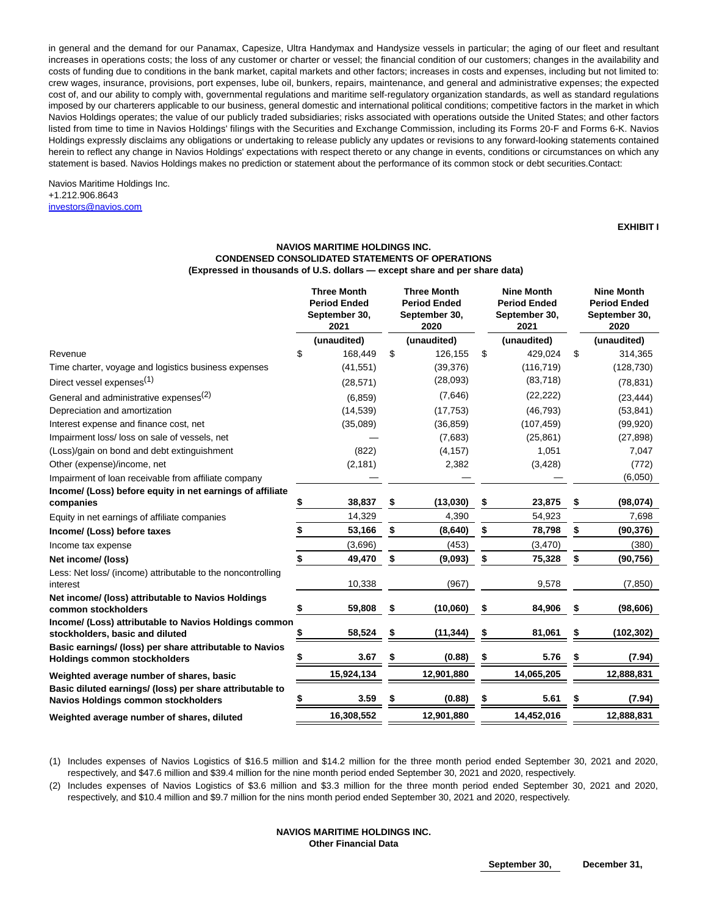in general and the demand for our Panamax, Capesize, Ultra Handymax and Handysize vessels in particular; the aging of our fleet and resultant increases in operations costs; the loss of any customer or charter or vessel; the financial condition of our customers; changes in the availability and costs of funding due to conditions in the bank market, capital markets and other factors; increases in costs and expenses, including but not limited to: crew wages, insurance, provisions, port expenses, lube oil, bunkers, repairs, maintenance, and general and administrative expenses; the expected cost of, and our ability to comply with, governmental regulations and maritime self-regulatory organization standards, as well as standard regulations imposed by our charterers applicable to our business, general domestic and international political conditions; competitive factors in the market in which Navios Holdings operates; the value of our publicly traded subsidiaries; risks associated with operations outside the United States; and other factors listed from time to time in Navios Holdings' filings with the Securities and Exchange Commission, including its Forms 20-F and Forms 6-K. Navios Holdings expressly disclaims any obligations or undertaking to release publicly any updates or revisions to any forward-looking statements contained herein to reflect any change in Navios Holdings' expectations with respect thereto or any change in events, conditions or circumstances on which any statement is based. Navios Holdings makes no prediction or statement about the performance of its common stock or debt securities.Contact:

Navios Maritime Holdings Inc.
+1.212.906.8643
investors@navios.com

**EXHIBIT I**

**NAVIOS MARITIME HOLDINGS INC.**
**CONDENSED CONSOLIDATED STATEMENTS OF OPERATIONS**
**(Expressed in thousands of U.S. dollars — except share and per share data)**

| | Three Month Period Ended September 30, 2021 | Three Month Period Ended September 30, 2020 | Nine Month Period Ended September 30, 2021 | Nine Month Period Ended September 30, 2020 |
|---|---|---|---|---|
| | (unaudited) | (unaudited) | (unaudited) | (unaudited) |
| Revenue | $ 168,449 | $ 126,155 | $ 429,024 | $ 314,365 |
| Time charter, voyage and logistics business expenses | (41,551) | (39,376) | (116,719) | (128,730) |
| Direct vessel expenses(1) | (28,571) | (28,093) | (83,718) | (78,831) |
| General and administrative expenses(2) | (6,859) | (7,646) | (22,222) | (23,444) |
| Depreciation and amortization | (14,539) | (17,753) | (46,793) | (53,841) |
| Interest expense and finance cost, net | (35,089) | (36,859) | (107,459) | (99,920) |
| Impairment loss/ loss on sale of vessels, net | — | (7,683) | (25,861) | (27,898) |
| (Loss)/gain on bond and debt extinguishment | (822) | (4,157) | 1,051 | 7,047 |
| Other (expense)/income, net | (2,181) | 2,382 | (3,428) | (772) |
| Impairment of loan receivable from affiliate company | — | — | — | (6,050) |
| **Income/ (Loss) before equity in net earnings of affiliate companies** | **$ 38,837** | **$ (13,030)** | **$ 23,875** | **$ (98,074)** |
| Equity in net earnings of affiliate companies | 14,329 | 4,390 | 54,923 | 7,698 |
| **Income/ (Loss) before taxes** | **$ 53,166** | **$ (8,640)** | **$ 78,798** | **$ (90,376)** |
| Income tax expense | (3,696) | (453) | (3,470) | (380) |
| **Net income/ (loss)** | **$ 49,470** | **$ (9,093)** | **$ 75,328** | **$ (90,756)** |
| Less: Net loss/ (income) attributable to the noncontrolling interest | 10,338 | (967) | 9,578 | (7,850) |
| **Net income/ (loss) attributable to Navios Holdings common stockholders** | **$ 59,808** | **$ (10,060)** | **$ 84,906** | **$ (98,606)** |
| **Income/ (Loss) attributable to Navios Holdings common stockholders, basic and diluted** | **$ 58,524** | **$ (11,344)** | **$ 81,061** | **$ (102,302)** |
| **Basic earnings/ (loss) per share attributable to Navios Holdings common stockholders** | **$ 3.67** | **$ (0.88)** | **$ 5.76** | **$ (7.94)** |
| **Weighted average number of shares, basic** | **15,924,134** | **12,901,880** | **14,065,205** | **12,888,831** |
| **Basic diluted earnings/ (loss) per share attributable to Navios Holdings common stockholders** | **$ 3.59** | **$ (0.88)** | **$ 5.61** | **$ (7.94)** |
| **Weighted average number of shares, diluted** | **16,308,552** | **12,901,880** | **14,452,016** | **12,888,831** |

(1) Includes expenses of Navios Logistics of $16.5 million and $14.2 million for the three month period ended September 30, 2021 and 2020, respectively, and $47.6 million and $39.4 million for the nine month period ended September 30, 2021 and 2020, respectively.

(2) Includes expenses of Navios Logistics of $3.6 million and $3.3 million for the three month period ended September 30, 2021 and 2020, respectively, and $10.4 million and $9.7 million for the nins month period ended September 30, 2021 and 2020, respectively.

**NAVIOS MARITIME HOLDINGS INC.**
**Other Financial Data**

| September 30, | December 31, |
|---|---|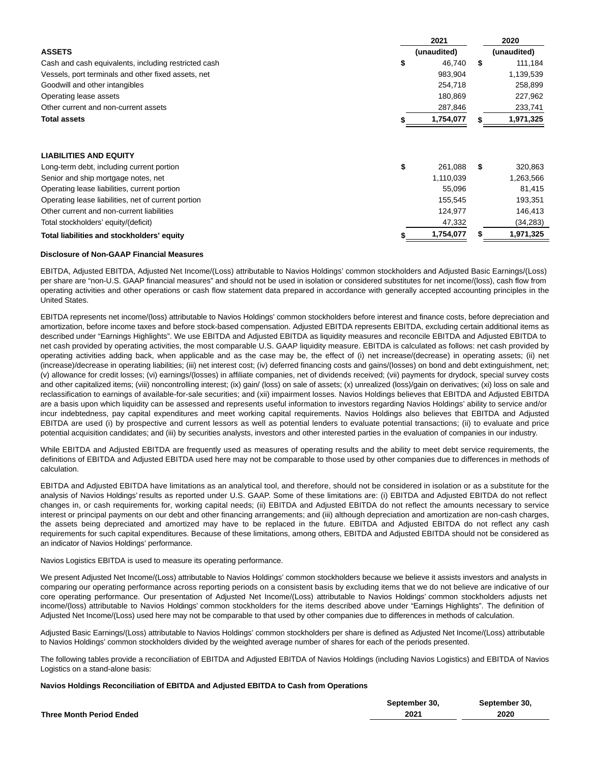| ASSETS | 2021 (unaudited) | 2020 (unaudited) |
|---|---|---|
| Cash and cash equivalents, including restricted cash | $ 46,740 | $ 111,184 |
| Vessels, port terminals and other fixed assets, net | 983,904 | 1,139,539 |
| Goodwill and other intangibles | 254,718 | 258,899 |
| Operating lease assets | 180,869 | 227,962 |
| Other current and non-current assets | 287,846 | 233,741 |
| **Total assets** | **$ 1,754,077** | **$ 1,971,325** |

| LIABILITIES AND EQUITY | | |
|---|---|---|
| Long-term debt, including current portion | $ 261,088 | $ 320,863 |
| Senior and ship mortgage notes, net | 1,110,039 | 1,263,566 |
| Operating lease liabilities, current portion | 55,096 | 81,415 |
| Operating lease liabilities, net of current portion | 155,545 | 193,351 |
| Other current and non-current liabilities | 124,977 | 146,413 |
| Total stockholders' equity/(deficit) | 47,332 | (34,283) |
| **Total liabilities and stockholders' equity** | **$ 1,754,077** | **$ 1,971,325** |

**Disclosure of Non-GAAP Financial Measures**

EBITDA, Adjusted EBITDA, Adjusted Net Income/(Loss) attributable to Navios Holdings' common stockholders and Adjusted Basic Earnings/(Loss) per share are "non-U.S. GAAP financial measures" and should not be used in isolation or considered substitutes for net income/(loss), cash flow from operating activities and other operations or cash flow statement data prepared in accordance with generally accepted accounting principles in the United States.

EBITDA represents net income/(loss) attributable to Navios Holdings' common stockholders before interest and finance costs, before depreciation and amortization, before income taxes and before stock-based compensation. Adjusted EBITDA represents EBITDA, excluding certain additional items as described under "Earnings Highlights". We use EBITDA and Adjusted EBITDA as liquidity measures and reconcile EBITDA and Adjusted EBITDA to net cash provided by operating activities, the most comparable U.S. GAAP liquidity measure. EBITDA is calculated as follows: net cash provided by operating activities adding back, when applicable and as the case may be, the effect of (i) net increase/(decrease) in operating assets; (ii) net (increase)/decrease in operating liabilities; (iii) net interest cost; (iv) deferred financing costs and gains/(losses) on bond and debt extinguishment, net; (v) allowance for credit losses; (vi) earnings/(losses) in affiliate companies, net of dividends received; (vii) payments for drydock, special survey costs and other capitalized items; (viii) noncontrolling interest; (ix) gain/ (loss) on sale of assets; (x) unrealized (loss)/gain on derivatives; (xi) loss on sale and reclassification to earnings of available-for-sale securities; and (xii) impairment losses. Navios Holdings believes that EBITDA and Adjusted EBITDA are a basis upon which liquidity can be assessed and represents useful information to investors regarding Navios Holdings' ability to service and/or incur indebtedness, pay capital expenditures and meet working capital requirements. Navios Holdings also believes that EBITDA and Adjusted EBITDA are used (i) by prospective and current lessors as well as potential lenders to evaluate potential transactions; (ii) to evaluate and price potential acquisition candidates; and (iii) by securities analysts, investors and other interested parties in the evaluation of companies in our industry.

While EBITDA and Adjusted EBITDA are frequently used as measures of operating results and the ability to meet debt service requirements, the definitions of EBITDA and Adjusted EBITDA used here may not be comparable to those used by other companies due to differences in methods of calculation.

EBITDA and Adjusted EBITDA have limitations as an analytical tool, and therefore, should not be considered in isolation or as a substitute for the analysis of Navios Holdings' results as reported under U.S. GAAP. Some of these limitations are: (i) EBITDA and Adjusted EBITDA do not reflect changes in, or cash requirements for, working capital needs; (ii) EBITDA and Adjusted EBITDA do not reflect the amounts necessary to service interest or principal payments on our debt and other financing arrangements; and (iii) although depreciation and amortization are non-cash charges, the assets being depreciated and amortized may have to be replaced in the future. EBITDA and Adjusted EBITDA do not reflect any cash requirements for such capital expenditures. Because of these limitations, among others, EBITDA and Adjusted EBITDA should not be considered as an indicator of Navios Holdings' performance.

Navios Logistics EBITDA is used to measure its operating performance.

We present Adjusted Net Income/(Loss) attributable to Navios Holdings' common stockholders because we believe it assists investors and analysts in comparing our operating performance across reporting periods on a consistent basis by excluding items that we do not believe are indicative of our core operating performance. Our presentation of Adjusted Net Income/(Loss) attributable to Navios Holdings' common stockholders adjusts net income/(loss) attributable to Navios Holdings' common stockholders for the items described above under "Earnings Highlights". The definition of Adjusted Net Income/(Loss) used here may not be comparable to that used by other companies due to differences in methods of calculation.

Adjusted Basic Earnings/(Loss) attributable to Navios Holdings' common stockholders per share is defined as Adjusted Net Income/(Loss) attributable to Navios Holdings' common stockholders divided by the weighted average number of shares for each of the periods presented.

The following tables provide a reconciliation of EBITDA and Adjusted EBITDA of Navios Holdings (including Navios Logistics) and EBITDA of Navios Logistics on a stand-alone basis:

**Navios Holdings Reconciliation of EBITDA and Adjusted EBITDA to Cash from Operations**

| Three Month Period Ended | September 30, 2021 | September 30, 2020 |
|---|---|---|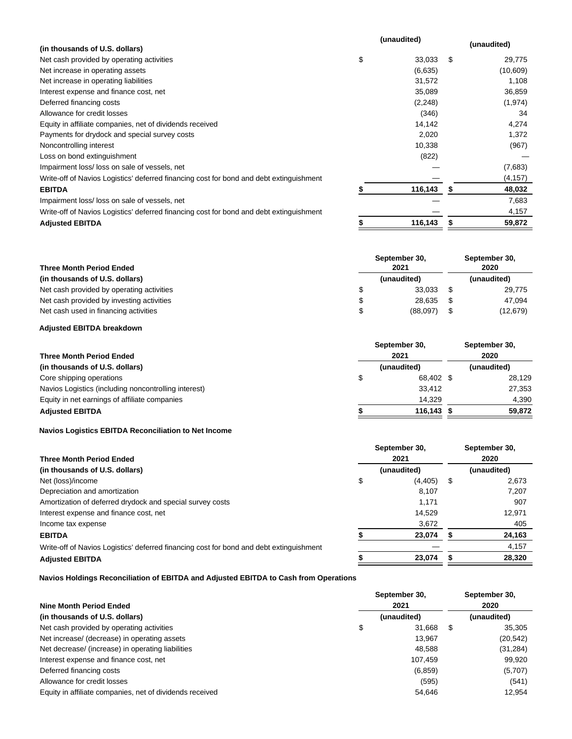| (in thousands of U.S. dollars) | (unaudited) | (unaudited) |
|---|---|---|
| Net cash provided by operating activities | $ 33,033 | $ 29,775 |
| Net increase in operating assets | (6,635) | (10,609) |
| Net increase in operating liabilities | 31,572 | 1,108 |
| Interest expense and finance cost, net | 35,089 | 36,859 |
| Deferred financing costs | (2,248) | (1,974) |
| Allowance for credit losses | (346) | 34 |
| Equity in affiliate companies, net of dividends received | 14,142 | 4,274 |
| Payments for drydock and special survey costs | 2,020 | 1,372 |
| Noncontrolling interest | 10,338 | (967) |
| Loss on bond extinguishment | (822) | — |
| Impairment loss/ loss on sale of vessels, net | — | (7,683) |
| Write-off of Navios Logistics' deferred financing cost for bond and debt extinguishment | — | (4,157) |
| **EBITDA** | **$ 116,143** | **$ 48,032** |
| Impairment loss/ loss on sale of vessels, net | — | 7,683 |
| Write-off of Navios Logistics' deferred financing cost for bond and debt extinguishment | — | 4,157 |
| **Adjusted EBITDA** | **$ 116,143** | **$ 59,872** |

| **Three Month Period Ended** | **September 30, 2021** | **September 30, 2020** |
|---|---|---|
| **(in thousands of U.S. dollars)** | **(unaudited)** | **(unaudited)** |
| Net cash provided by operating activities | $ 33,033 | $ 29,775 |
| Net cash provided by investing activities | $ 28,635 | $ 47,094 |
| Net cash used in financing activities | $ (88,097) | $ (12,679) |

**Adjusted EBITDA breakdown**

| **Three Month Period Ended** | **September 30, 2021** | **September 30, 2020** |
|---|---|---|
| **(in thousands of U.S. dollars)** | **(unaudited)** | **(unaudited)** |
| Core shipping operations | $ 68,402 | $ 28,129 |
| Navios Logistics (including noncontrolling interest) | 33,412 | 27,353 |
| Equity in net earnings of affiliate companies | 14,329 | 4,390 |
| **Adjusted EBITDA** | **$ 116,143** | **$ 59,872** |

**Navios Logistics EBITDA Reconciliation to Net Income**

| **Three Month Period Ended** | **September 30, 2021** | **September 30, 2020** |
|---|---|---|
| **(in thousands of U.S. dollars)** | **(unaudited)** | **(unaudited)** |
| Net (loss)/income | $ (4,405) | $ 2,673 |
| Depreciation and amortization | 8,107 | 7,207 |
| Amortization of deferred drydock and special survey costs | 1,171 | 907 |
| Interest expense and finance cost, net | 14,529 | 12,971 |
| Income tax expense | 3,672 | 405 |
| **EBITDA** | **$ 23,074** | **$ 24,163** |
| Write-off of Navios Logistics' deferred financing cost for bond and debt extinguishment | — | 4,157 |
| **Adjusted EBITDA** | **$ 23,074** | **$ 28,320** |

**Navios Holdings Reconciliation of EBITDA and Adjusted EBITDA to Cash from Operations**

| **Nine Month Period Ended** | **September 30, 2021** | **September 30, 2020** |
|---|---|---|
| **(in thousands of U.S. dollars)** | **(unaudited)** | **(unaudited)** |
| Net cash provided by operating activities | $ 31,668 | $ 35,305 |
| Net increase/ (decrease) in operating assets | 13,967 | (20,542) |
| Net decrease/ (increase) in operating liabilities | 48,588 | (31,284) |
| Interest expense and finance cost, net | 107,459 | 99,920 |
| Deferred financing costs | (6,859) | (5,707) |
| Allowance for credit losses | (595) | (541) |
| Equity in affiliate companies, net of dividends received | 54,646 | 12,954 |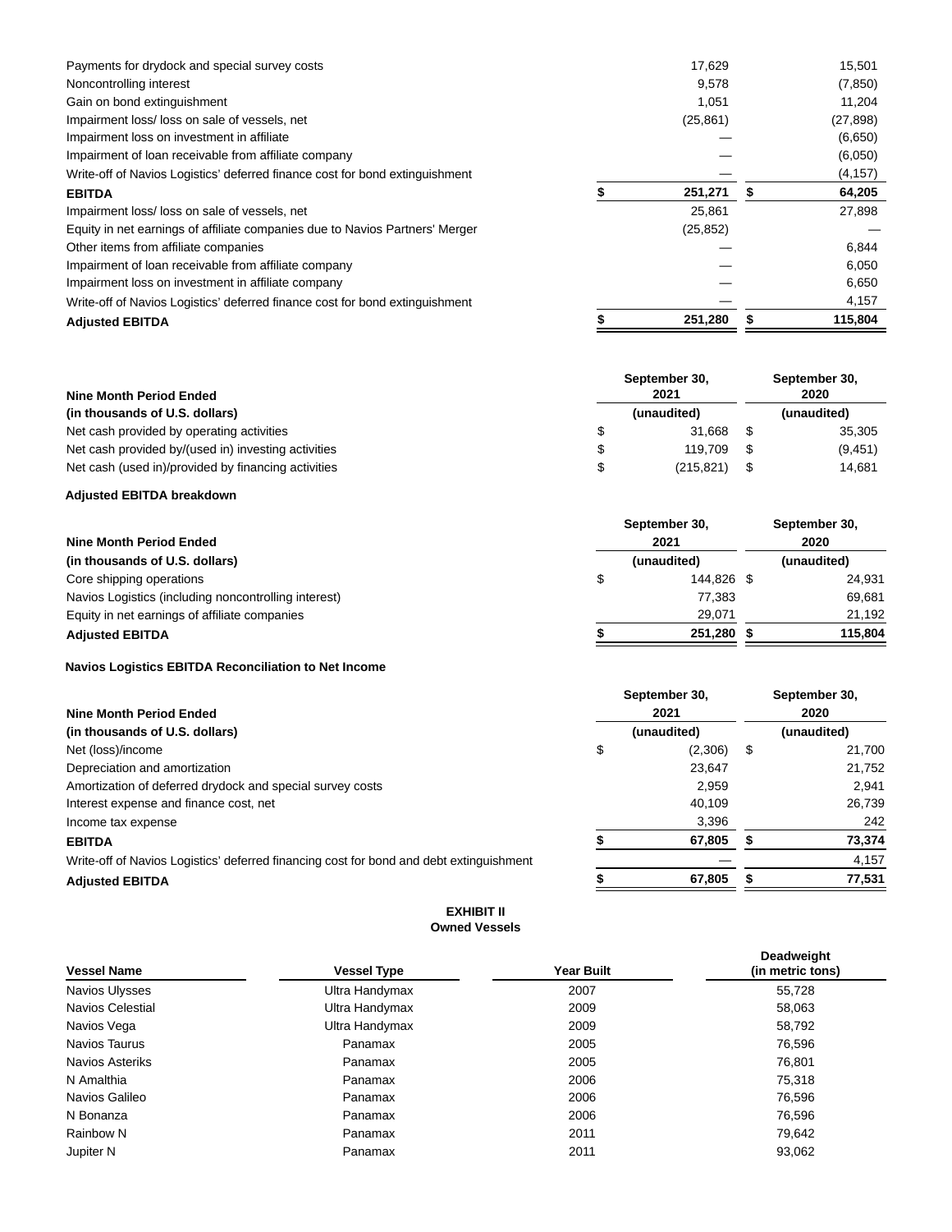| | | |
|---|---|---|
| Payments for drydock and special survey costs | 17,629 | 15,501 |
| Noncontrolling interest | 9,578 | (7,850) |
| Gain on bond extinguishment | 1,051 | 11,204 |
| Impairment loss/ loss on sale of vessels, net | (25,861) | (27,898) |
| Impairment loss on investment in affiliate | — | (6,650) |
| Impairment of loan receivable from affiliate company | — | (6,050) |
| Write-off of Navios Logistics' deferred finance cost for bond extinguishment | — | (4,157) |
| **EBITDA** | **$ 251,271** | **$ 64,205** |
| Impairment loss/ loss on sale of vessels, net | 25,861 | 27,898 |
| Equity in net earnings of affiliate companies due to Navios Partners' Merger | (25,852) | — |
| Other items from affiliate companies | — | 6,844 |
| Impairment of loan receivable from affiliate company | — | 6,050 |
| Impairment loss on investment in affiliate company | — | 6,650 |
| Write-off of Navios Logistics' deferred finance cost for bond extinguishment | — | 4,157 |
| **Adjusted EBITDA** | **$ 251,280** | **$ 115,804** |

| **Nine Month Period Ended** | **September 30, 2021** | **September 30, 2020** |
|---|---|---|
| **(in thousands of U.S. dollars)** | **(unaudited)** | **(unaudited)** |
| Net cash provided by operating activities | $ 31,668 | $ 35,305 |
| Net cash provided by/(used in) investing activities | $ 119,709 | $ (9,451) |
| Net cash (used in)/provided by financing activities | $ (215,821) | $ 14,681 |

**Adjusted EBITDA breakdown**

| **Nine Month Period Ended** | **September 30, 2021** | **September 30, 2020** |
|---|---|---|
| **(in thousands of U.S. dollars)** | **(unaudited)** | **(unaudited)** |
| Core shipping operations | $ 144,826 | $ 24,931 |
| Navios Logistics (including noncontrolling interest) | 77,383 | 69,681 |
| Equity in net earnings of affiliate companies | 29,071 | 21,192 |
| **Adjusted EBITDA** | **$ 251,280** | **$ 115,804** |

**Navios Logistics EBITDA Reconciliation to Net Income**

| **Nine Month Period Ended** | **September 30, 2021** | **September 30, 2020** |
|---|---|---|
| **(in thousands of U.S. dollars)** | **(unaudited)** | **(unaudited)** |
| Net (loss)/income | $ (2,306) | $ 21,700 |
| Depreciation and amortization | 23,647 | 21,752 |
| Amortization of deferred drydock and special survey costs | 2,959 | 2,941 |
| Interest expense and finance cost, net | 40,109 | 26,739 |
| Income tax expense | 3,396 | 242 |
| **EBITDA** | **$ 67,805** | **$ 73,374** |
| Write-off of Navios Logistics' deferred financing cost for bond and debt extinguishment | — | 4,157 |
| **Adjusted EBITDA** | **$ 67,805** | **$ 77,531** |

**EXHIBIT II**
**Owned Vessels**

| Vessel Name | Vessel Type | Year Built | Deadweight (in metric tons) |
|---|---|---|---|
| Navios Ulysses | Ultra Handymax | 2007 | 55,728 |
| Navios Celestial | Ultra Handymax | 2009 | 58,063 |
| Navios Vega | Ultra Handymax | 2009 | 58,792 |
| Navios Taurus | Panamax | 2005 | 76,596 |
| Navios Asteriks | Panamax | 2005 | 76,801 |
| N Amalthia | Panamax | 2006 | 75,318 |
| Navios Galileo | Panamax | 2006 | 76,596 |
| N Bonanza | Panamax | 2006 | 76,596 |
| Rainbow N | Panamax | 2011 | 79,642 |
| Jupiter N | Panamax | 2011 | 93,062 |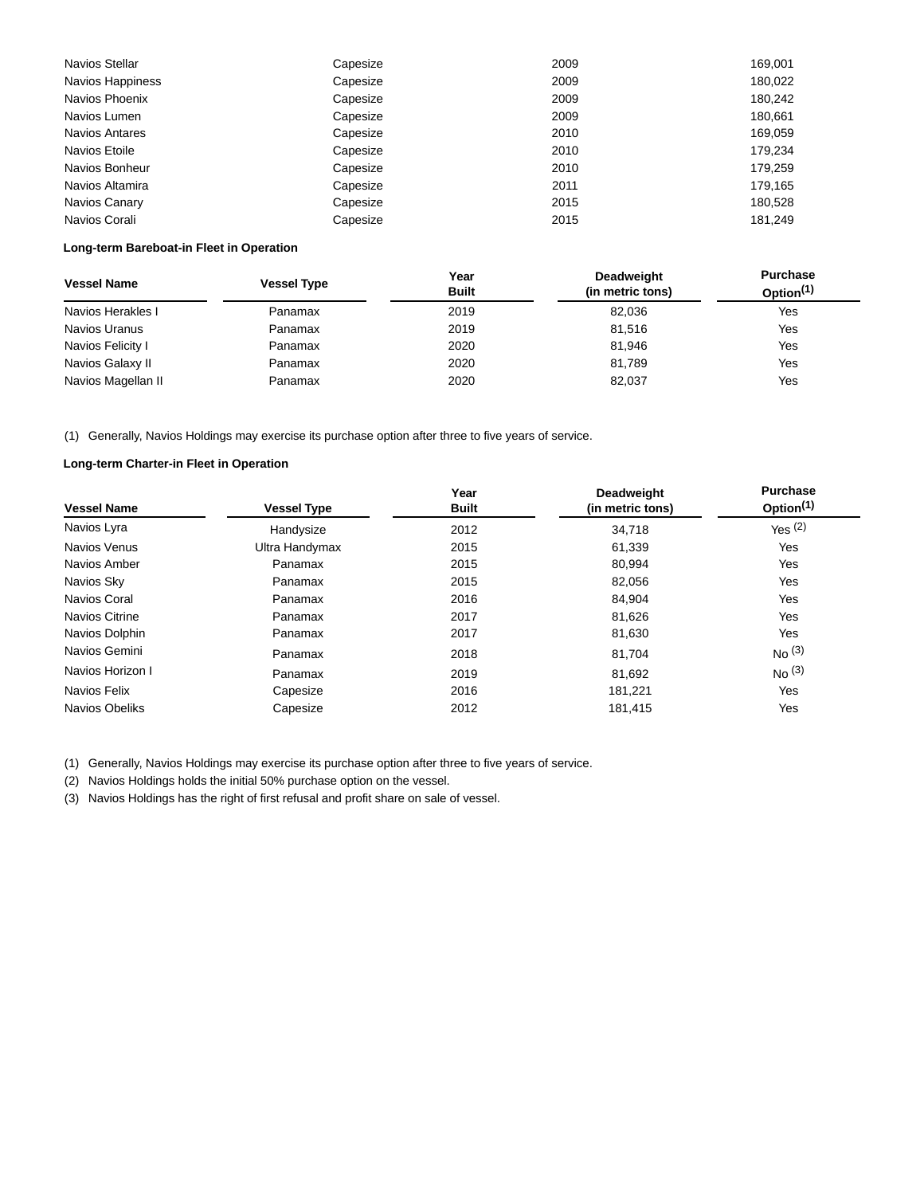| | | | |
|---|---|---|---|
| Navios Stellar | Capesize | 2009 | 169,001 |
| Navios Happiness | Capesize | 2009 | 180,022 |
| Navios Phoenix | Capesize | 2009 | 180,242 |
| Navios Lumen | Capesize | 2009 | 180,661 |
| Navios Antares | Capesize | 2010 | 169,059 |
| Navios Etoile | Capesize | 2010 | 179,234 |
| Navios Bonheur | Capesize | 2010 | 179,259 |
| Navios Altamira | Capesize | 2011 | 179,165 |
| Navios Canary | Capesize | 2015 | 180,528 |
| Navios Corali | Capesize | 2015 | 181,249 |

**Long-term Bareboat-in Fleet in Operation**

| Vessel Name | Vessel Type | Year Built | Deadweight (in metric tons) | Purchase Option(1) |
|---|---|---|---|---|
| Navios Herakles I | Panamax | 2019 | 82,036 | Yes |
| Navios Uranus | Panamax | 2019 | 81,516 | Yes |
| Navios Felicity I | Panamax | 2020 | 81,946 | Yes |
| Navios Galaxy II | Panamax | 2020 | 81,789 | Yes |
| Navios Magellan II | Panamax | 2020 | 82,037 | Yes |

(1) Generally, Navios Holdings may exercise its purchase option after three to five years of service.

**Long-term Charter-in Fleet in Operation**

| Vessel Name | Vessel Type | Year Built | Deadweight (in metric tons) | Purchase Option(1) |
|---|---|---|---|---|
| Navios Lyra | Handysize | 2012 | 34,718 | Yes (2) |
| Navios Venus | Ultra Handymax | 2015 | 61,339 | Yes |
| Navios Amber | Panamax | 2015 | 80,994 | Yes |
| Navios Sky | Panamax | 2015 | 82,056 | Yes |
| Navios Coral | Panamax | 2016 | 84,904 | Yes |
| Navios Citrine | Panamax | 2017 | 81,626 | Yes |
| Navios Dolphin | Panamax | 2017 | 81,630 | Yes |
| Navios Gemini | Panamax | 2018 | 81,704 | No (3) |
| Navios Horizon I | Panamax | 2019 | 81,692 | No (3) |
| Navios Felix | Capesize | 2016 | 181,221 | Yes |
| Navios Obeliks | Capesize | 2012 | 181,415 | Yes |

(1) Generally, Navios Holdings may exercise its purchase option after three to five years of service.

(2) Navios Holdings holds the initial 50% purchase option on the vessel.

(3) Navios Holdings has the right of first refusal and profit share on sale of vessel.